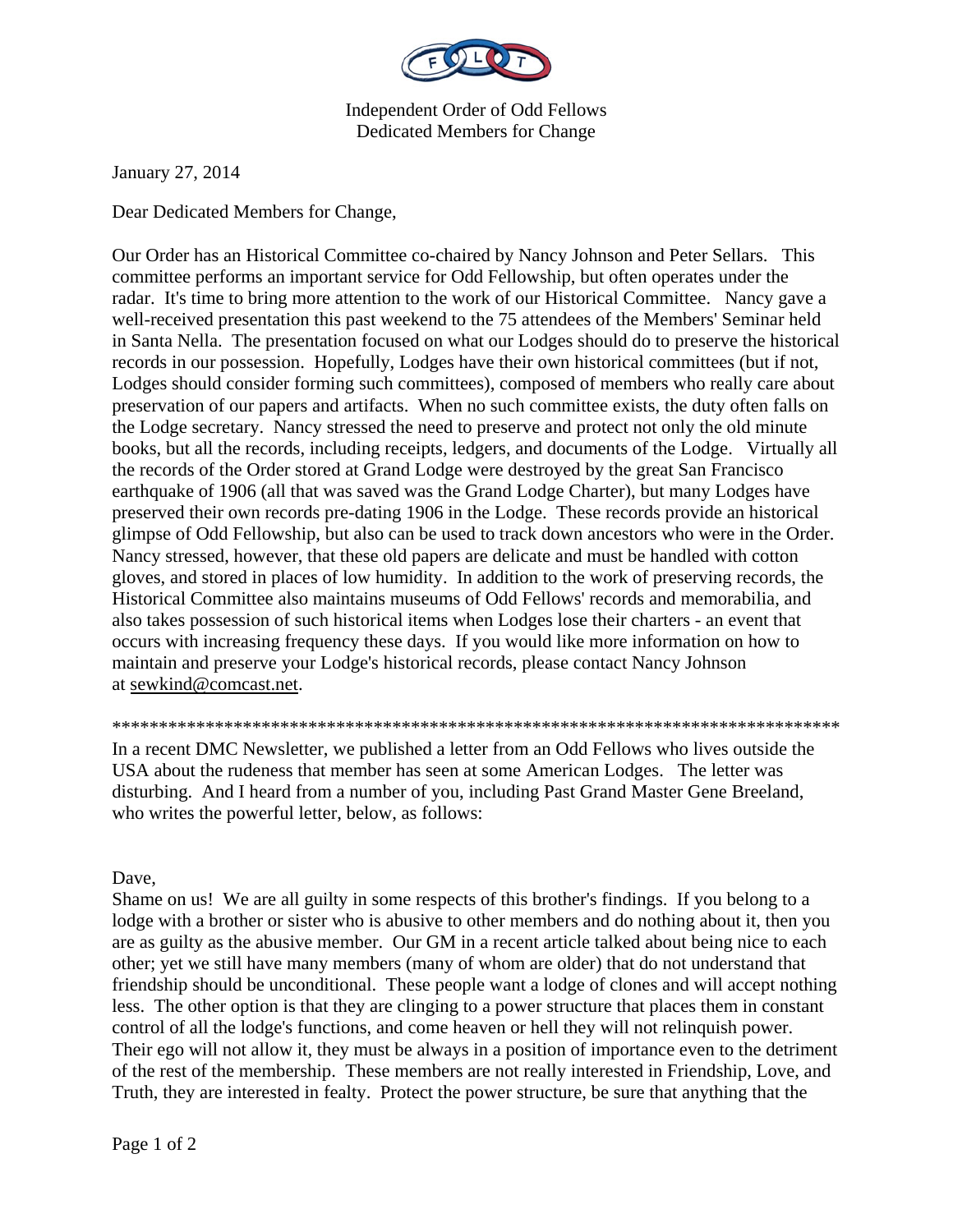Independent Order of Odd Fellows
Dedicated Members for Change

January 27, 2014

Dear Dedicated Members for Change,

Our Order has an Historical Committee co-chaired by Nancy Johnson and Peter Sellars. This committee performs an important service for Odd Fellowship, but often operates under the radar. It's time to bring more attention to the work of our Historical Committee. Nancy gave a well-received presentation this past weekend to the 75 attendees of the Members' Seminar held in Santa Nella. The presentation focused on what our Lodges should do to preserve the historical records in our possession. Hopefully, Lodges have their own historical committees (but if not, Lodges should consider forming such committees), composed of members who really care about preservation of our papers and artifacts. When no such committee exists, the duty often falls on the Lodge secretary. Nancy stressed the need to preserve and protect not only the old minute books, but all the records, including receipts, ledgers, and documents of the Lodge. Virtually all the records of the Order stored at Grand Lodge were destroyed by the great San Francisco earthquake of 1906 (all that was saved was the Grand Lodge Charter), but many Lodges have preserved their own records pre-dating 1906 in the Lodge. These records provide an historical glimpse of Odd Fellowship, but also can be used to track down ancestors who were in the Order. Nancy stressed, however, that these old papers are delicate and must be handled with cotton gloves, and stored in places of low humidity. In addition to the work of preserving records, the Historical Committee also maintains museums of Odd Fellows' records and memorabilia, and also takes possession of such historical items when Lodges lose their charters - an event that occurs with increasing frequency these days. If you would like more information on how to maintain and preserve your Lodge's historical records, please contact Nancy Johnson at sewkind@comcast.net.

*********************************************************************************

In a recent DMC Newsletter, we published a letter from an Odd Fellows who lives outside the USA about the rudeness that member has seen at some American Lodges. The letter was disturbing. And I heard from a number of you, including Past Grand Master Gene Breeland, who writes the powerful letter, below, as follows:

Dave,

Shame on us! We are all guilty in some respects of this brother's findings. If you belong to a lodge with a brother or sister who is abusive to other members and do nothing about it, then you are as guilty as the abusive member. Our GM in a recent article talked about being nice to each other; yet we still have many members (many of whom are older) that do not understand that friendship should be unconditional. These people want a lodge of clones and will accept nothing less. The other option is that they are clinging to a power structure that places them in constant control of all the lodge's functions, and come heaven or hell they will not relinquish power. Their ego will not allow it, they must be always in a position of importance even to the detriment of the rest of the membership. These members are not really interested in Friendship, Love, and Truth, they are interested in fealty. Protect the power structure, be sure that anything that the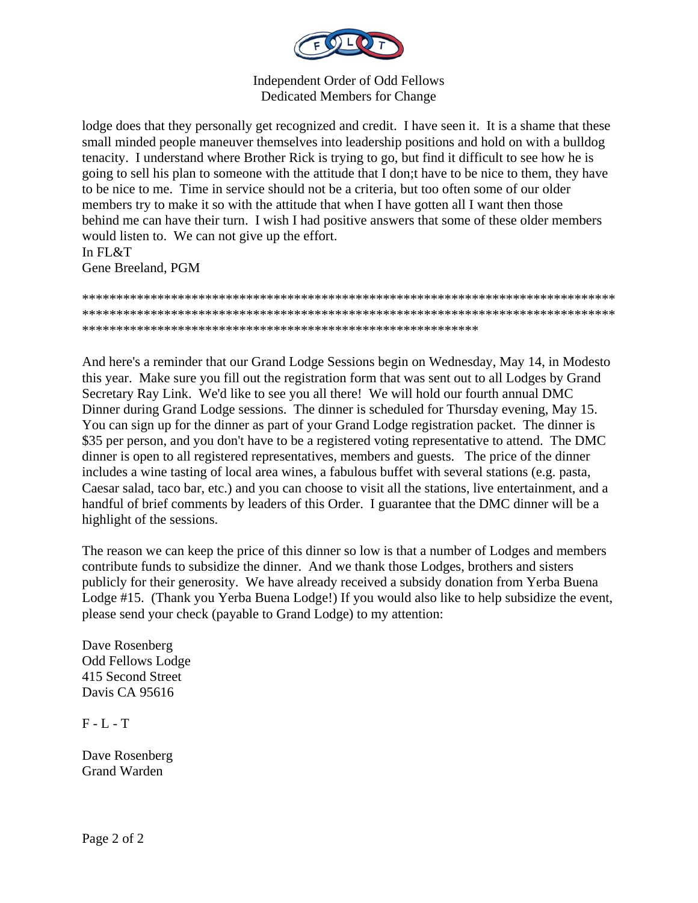lodge does that they personally get recognized and credit. I have seen it. It is a shame that these small minded people maneuver themselves into leadership positions and hold on with a bulldog tenacity. I understand where Brother Rick is trying to go, but find it difficult to see how he is going to sell his plan to someone with the attitude that I don;t have to be nice to them, they have to be nice to me. Time in service should not be a criteria, but too often some of our older members try to make it so with the attitude that when I have gotten all I want then those behind me can have their turn. I wish I had positive answers that some of these older members would listen to. We can not give up the effort.
In FL&T
Gene Breeland, PGM

**********************************************************************************
**********************************************************************************
************************************************************

And here's a reminder that our Grand Lodge Sessions begin on Wednesday, May 14, in Modesto this year. Make sure you fill out the registration form that was sent out to all Lodges by Grand Secretary Ray Link. We'd like to see you all there! We will hold our fourth annual DMC Dinner during Grand Lodge sessions. The dinner is scheduled for Thursday evening, May 15. You can sign up for the dinner as part of your Grand Lodge registration packet. The dinner is $35 per person, and you don't have to be a registered voting representative to attend. The DMC dinner is open to all registered representatives, members and guests. The price of the dinner includes a wine tasting of local area wines, a fabulous buffet with several stations (e.g. pasta, Caesar salad, taco bar, etc.) and you can choose to visit all the stations, live entertainment, and a handful of brief comments by leaders of this Order. I guarantee that the DMC dinner will be a highlight of the sessions.

The reason we can keep the price of this dinner so low is that a number of Lodges and members contribute funds to subsidize the dinner. And we thank those Lodges, brothers and sisters publicly for their generosity. We have already received a subsidy donation from Yerba Buena Lodge #15. (Thank you Yerba Buena Lodge!) If you would also like to help subsidize the event, please send your check (payable to Grand Lodge) to my attention:

Dave Rosenberg
Odd Fellows Lodge
415 Second Street
Davis CA 95616

F - L - T

Dave Rosenberg
Grand Warden